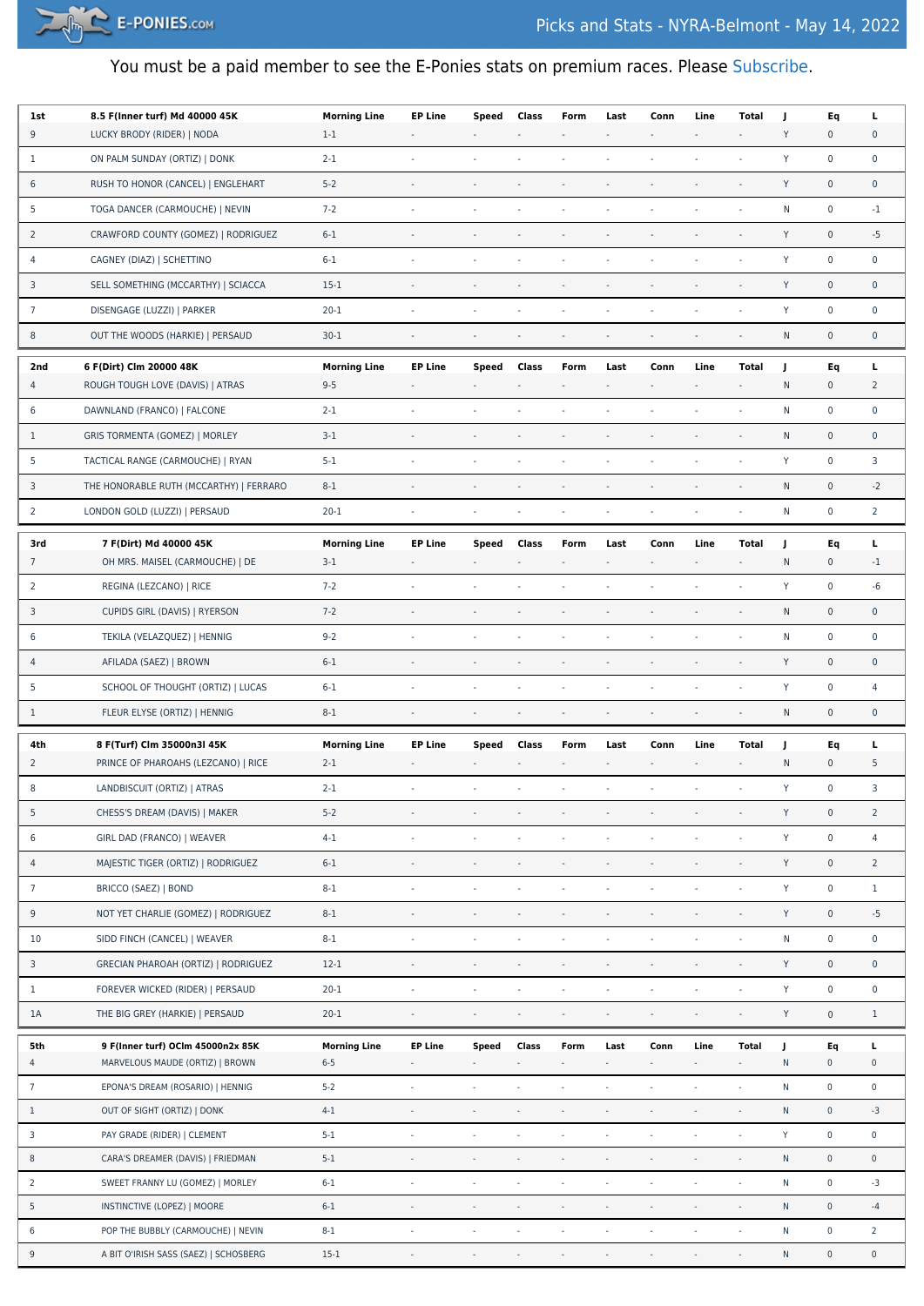# Picks and Stats - NYRA-Belmont - May 14, 2022

You must be a paid member to see the E-Ponies stats on premium races. Please Subscribe.

| 1st | 8.5 F(Inner turf) Md 40000 45K | Morning Line | EP Line | Speed | Class | Form | Last | Conn | Line | Total | J | Eq | L |
|---|---|---|---|---|---|---|---|---|---|---|---|---|---|
| 9 | LUCKY BRODY (RIDER) \| NODA | 1-1 | - | - | - | - | - | - | - | - | Y | 0 | 0 |
| 1 | ON PALM SUNDAY (ORTIZ) \| DONK | 2-1 | - | - | - | - | - | - | - | - | Y | 0 | 0 |
| 6 | RUSH TO HONOR (CANCEL) \| ENGLEHART | 5-2 | - | - | - | - | - | - | - | - | Y | 0 | 0 |
| 5 | TOGA DANCER (CARMOUCHE) \| NEVIN | 7-2 | - | - | - | - | - | - | - | - | N | 0 | -1 |
| 2 | CRAWFORD COUNTY (GOMEZ) \| RODRIGUEZ | 6-1 | - | - | - | - | - | - | - | - | Y | 0 | -5 |
| 4 | CAGNEY (DIAZ) \| SCHETTINO | 6-1 | - | - | - | - | - | - | - | - | Y | 0 | 0 |
| 3 | SELL SOMETHING (MCCARTHY) \| SCIACCA | 15-1 | - | - | - | - | - | - | - | - | Y | 0 | 0 |
| 7 | DISENGAGE (LUZZI) \| PARKER | 20-1 | - | - | - | - | - | - | - | - | Y | 0 | 0 |
| 8 | OUT THE WOODS (HARKIE) \| PERSAUD | 30-1 | - | - | - | - | - | - | - | - | N | 0 | 0 |

| 2nd | 6 F(Dirt) Clm 20000 48K | Morning Line | EP Line | Speed | Class | Form | Last | Conn | Line | Total | J | Eq | L |
|---|---|---|---|---|---|---|---|---|---|---|---|---|---|
| 4 | ROUGH TOUGH LOVE (DAVIS) \| ATRAS | 9-5 | - | - | - | - | - | - | - | - | N | 0 | 2 |
| 6 | DAWNLAND (FRANCO) \| FALCONE | 2-1 | - | - | - | - | - | - | - | - | N | 0 | 0 |
| 1 | GRIS TORMENTA (GOMEZ) \| MORLEY | 3-1 | - | - | - | - | - | - | - | - | N | 0 | 0 |
| 5 | TACTICAL RANGE (CARMOUCHE) \| RYAN | 5-1 | - | - | - | - | - | - | - | - | Y | 0 | 3 |
| 3 | THE HONORABLE RUTH (MCCARTHY) \| FERRARO | 8-1 | - | - | - | - | - | - | - | - | N | 0 | -2 |
| 2 | LONDON GOLD (LUZZI) \| PERSAUD | 20-1 | - | - | - | - | - | - | - | - | N | 0 | 2 |

| 3rd | 7 F(Dirt) Md 40000 45K | Morning Line | EP Line | Speed | Class | Form | Last | Conn | Line | Total | J | Eq | L |
|---|---|---|---|---|---|---|---|---|---|---|---|---|---|
| 7 | OH MRS. MAISEL (CARMOUCHE) \| DE | 3-1 | - | - | - | - | - | - | - | - | N | 0 | -1 |
| 2 | REGINA (LEZCANO) \| RICE | 7-2 | - | - | - | - | - | - | - | - | Y | 0 | -6 |
| 3 | CUPIDS GIRL (DAVIS) \| RYERSON | 7-2 | - | - | - | - | - | - | - | - | N | 0 | 0 |
| 6 | TEKILA (VELAZQUEZ) \| HENNIG | 9-2 | - | - | - | - | - | - | - | - | N | 0 | 0 |
| 4 | AFILADA (SAEZ) \| BROWN | 6-1 | - | - | - | - | - | - | - | - | Y | 0 | 0 |
| 5 | SCHOOL OF THOUGHT (ORTIZ) \| LUCAS | 6-1 | - | - | - | - | - | - | - | - | Y | 0 | 4 |
| 1 | FLEUR ELYSE (ORTIZ) \| HENNIG | 8-1 | - | - | - | - | - | - | - | - | N | 0 | 0 |

| 4th | 8 F(Turf) Clm 35000n3l 45K | Morning Line | EP Line | Speed | Class | Form | Last | Conn | Line | Total | J | Eq | L |
|---|---|---|---|---|---|---|---|---|---|---|---|---|---|
| 2 | PRINCE OF PHAROAHS (LEZCANO) \| RICE | 2-1 | - | - | - | - | - | - | - | - | N | 0 | 5 |
| 8 | LANDBISCUIT (ORTIZ) \| ATRAS | 2-1 | - | - | - | - | - | - | - | - | Y | 0 | 3 |
| 5 | CHESS'S DREAM (DAVIS) \| MAKER | 5-2 | - | - | - | - | - | - | - | - | Y | 0 | 2 |
| 6 | GIRL DAD (FRANCO) \| WEAVER | 4-1 | - | - | - | - | - | - | - | - | Y | 0 | 4 |
| 4 | MAJESTIC TIGER (ORTIZ) \| RODRIGUEZ | 6-1 | - | - | - | - | - | - | - | - | Y | 0 | 2 |
| 7 | BRICCO (SAEZ) \| BOND | 8-1 | - | - | - | - | - | - | - | - | Y | 0 | 1 |
| 9 | NOT YET CHARLIE (GOMEZ) \| RODRIGUEZ | 8-1 | - | - | - | - | - | - | - | - | Y | 0 | -5 |
| 10 | SIDD FINCH (CANCEL) \| WEAVER | 8-1 | - | - | - | - | - | - | - | - | N | 0 | 0 |
| 3 | GRECIAN PHAROAH (ORTIZ) \| RODRIGUEZ | 12-1 | - | - | - | - | - | - | - | - | Y | 0 | 0 |
| 1 | FOREVER WICKED (RIDER) \| PERSAUD | 20-1 | - | - | - | - | - | - | - | - | Y | 0 | 0 |
| 1A | THE BIG GREY (HARKIE) \| PERSAUD | 20-1 | - | - | - | - | - | - | - | - | Y | 0 | 1 |

| 5th | 9 F(Inner turf) OClm 45000n2x 85K | Morning Line | EP Line | Speed | Class | Form | Last | Conn | Line | Total | J | Eq | L |
|---|---|---|---|---|---|---|---|---|---|---|---|---|---|
| 4 | MARVELOUS MAUDE (ORTIZ) \| BROWN | 6-5 | - | - | - | - | - | - | - | - | N | 0 | 0 |
| 7 | EPONA'S DREAM (ROSARIO) \| HENNIG | 5-2 | - | - | - | - | - | - | - | - | N | 0 | 0 |
| 1 | OUT OF SIGHT (ORTIZ) \| DONK | 4-1 | - | - | - | - | - | - | - | - | N | 0 | -3 |
| 3 | PAY GRADE (RIDER) \| CLEMENT | 5-1 | - | - | - | - | - | - | - | - | Y | 0 | 0 |
| 8 | CARA'S DREAMER (DAVIS) \| FRIEDMAN | 5-1 | - | - | - | - | - | - | - | - | N | 0 | 0 |
| 2 | SWEET FRANNY LU (GOMEZ) \| MORLEY | 6-1 | - | - | - | - | - | - | - | - | N | 0 | -3 |
| 5 | INSTINCTIVE (LOPEZ) \| MOORE | 6-1 | - | - | - | - | - | - | - | - | N | 0 | -4 |
| 6 | POP THE BUBBLY (CARMOUCHE) \| NEVIN | 8-1 | - | - | - | - | - | - | - | - | N | 0 | 2 |
| 9 | A BIT O'IRISH SASS (SAEZ) \| SCHOSBERG | 15-1 | - | - | - | - | - | - | - | - | N | 0 | 0 |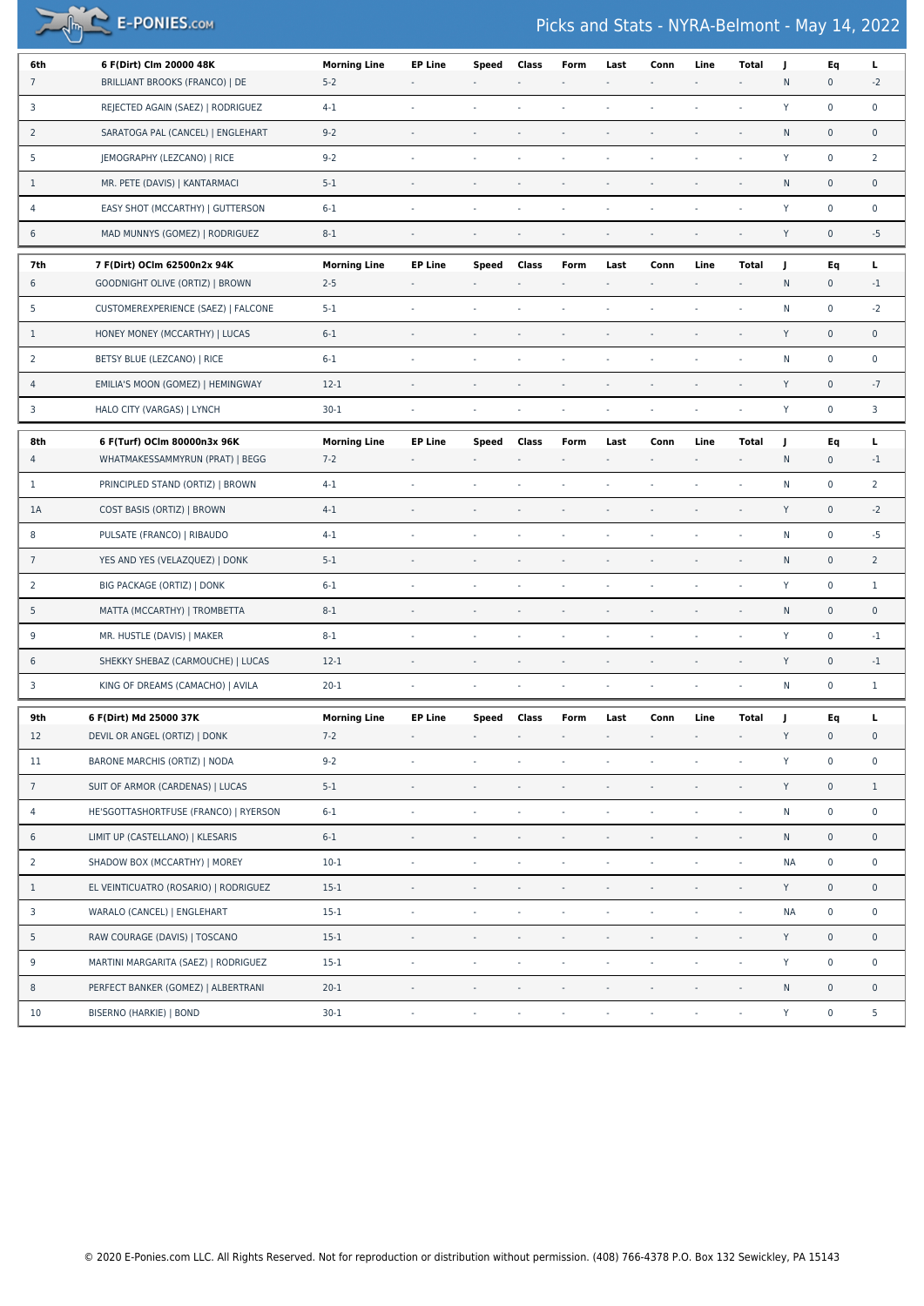| 6th | 6 F(Dirt) Clm 20000 48K | Morning Line | EP Line | Speed | Class | Form | Last | Conn | Line | Total | J | Eq | L |
|---|---|---|---|---|---|---|---|---|---|---|---|---|---|
| 7 | BRILLIANT BROOKS (FRANCO) \| DE | 5-2 | - | - | - | - | - | - | - | - | N | 0 | -2 |
| 3 | REJECTED AGAIN (SAEZ) \| RODRIGUEZ | 4-1 | - | - | - | - | - | - | - | - | Y | 0 | 0 |
| 2 | SARATOGA PAL (CANCEL) \| ENGLEHART | 9-2 | - | - | - | - | - | - | - | - | N | 0 | 0 |
| 5 | JEMOGRAPHY (LEZCANO) \| RICE | 9-2 | - | - | - | - | - | - | - | - | Y | 0 | 2 |
| 1 | MR. PETE (DAVIS) \| KANTARMACI | 5-1 | - | - | - | - | - | - | - | - | N | 0 | 0 |
| 4 | EASY SHOT (MCCARTHY) \| GUTTERSON | 6-1 | - | - | - | - | - | - | - | - | Y | 0 | 0 |
| 6 | MAD MUNNYS (GOMEZ) \| RODRIGUEZ | 8-1 | - | - | - | - | - | - | - | - | Y | 0 | -5 |

| 7th | 7 F(Dirt) OClm 62500n2x 94K | Morning Line | EP Line | Speed | Class | Form | Last | Conn | Line | Total | J | Eq | L |
|---|---|---|---|---|---|---|---|---|---|---|---|---|---|
| 6 | GOODNIGHT OLIVE (ORTIZ) \| BROWN | 2-5 | - | - | - | - | - | - | - | - | N | 0 | -1 |
| 5 | CUSTOMEREXPERIENCE (SAEZ) \| FALCONE | 5-1 | - | - | - | - | - | - | - | - | N | 0 | -2 |
| 1 | HONEY MONEY (MCCARTHY) \| LUCAS | 6-1 | - | - | - | - | - | - | - | - | Y | 0 | 0 |
| 2 | BETSY BLUE (LEZCANO) \| RICE | 6-1 | - | - | - | - | - | - | - | - | N | 0 | 0 |
| 4 | EMILIA'S MOON (GOMEZ) \| HEMINGWAY | 12-1 | - | - | - | - | - | - | - | - | Y | 0 | -7 |
| 3 | HALO CITY (VARGAS) \| LYNCH | 30-1 | - | - | - | - | - | - | - | - | Y | 0 | 3 |

| 8th | 6 F(Turf) OClm 80000n3x 96K | Morning Line | EP Line | Speed | Class | Form | Last | Conn | Line | Total | J | Eq | L |
|---|---|---|---|---|---|---|---|---|---|---|---|---|---|
| 4 | WHATMAKESSAMMYRUN (PRAT) \| BEGG | 7-2 | - | - | - | - | - | - | - | - | N | 0 | -1 |
| 1 | PRINCIPLED STAND (ORTIZ) \| BROWN | 4-1 | - | - | - | - | - | - | - | - | N | 0 | 2 |
| 1A | COST BASIS (ORTIZ) \| BROWN | 4-1 | - | - | - | - | - | - | - | - | Y | 0 | -2 |
| 8 | PULSATE (FRANCO) \| RIBAUDO | 4-1 | - | - | - | - | - | - | - | - | N | 0 | -5 |
| 7 | YES AND YES (VELAZQUEZ) \| DONK | 5-1 | - | - | - | - | - | - | - | - | N | 0 | 2 |
| 2 | BIG PACKAGE (ORTIZ) \| DONK | 6-1 | - | - | - | - | - | - | - | - | Y | 0 | 1 |
| 5 | MATTA (MCCARTHY) \| TROMBETTA | 8-1 | - | - | - | - | - | - | - | - | N | 0 | 0 |
| 9 | MR. HUSTLE (DAVIS) \| MAKER | 8-1 | - | - | - | - | - | - | - | - | Y | 0 | -1 |
| 6 | SHEKKY SHEBAZ (CARMOUCHE) \| LUCAS | 12-1 | - | - | - | - | - | - | - | - | Y | 0 | -1 |
| 3 | KING OF DREAMS (CAMACHO) \| AVILA | 20-1 | - | - | - | - | - | - | - | - | N | 0 | 1 |

| 9th | 6 F(Dirt) Md 25000 37K | Morning Line | EP Line | Speed | Class | Form | Last | Conn | Line | Total | J | Eq | L |
|---|---|---|---|---|---|---|---|---|---|---|---|---|---|
| 12 | DEVIL OR ANGEL (ORTIZ) \| DONK | 7-2 | - | - | - | - | - | - | - | - | Y | 0 | 0 |
| 11 | BARONE MARCHIS (ORTIZ) \| NODA | 9-2 | - | - | - | - | - | - | - | - | Y | 0 | 0 |
| 7 | SUIT OF ARMOR (CARDENAS) \| LUCAS | 5-1 | - | - | - | - | - | - | - | - | Y | 0 | 1 |
| 4 | HE'SGOTTASHORTFUSE (FRANCO) \| RYERSON | 6-1 | - | - | - | - | - | - | - | - | N | 0 | 0 |
| 6 | LIMIT UP (CASTELLANO) \| KLESARIS | 6-1 | - | - | - | - | - | - | - | - | N | 0 | 0 |
| 2 | SHADOW BOX (MCCARTHY) \| MOREY | 10-1 | - | - | - | - | - | - | - | - | NA | 0 | 0 |
| 1 | EL VEINTICUATRO (ROSARIO) \| RODRIGUEZ | 15-1 | - | - | - | - | - | - | - | - | Y | 0 | 0 |
| 3 | WARALO (CANCEL) \| ENGLEHART | 15-1 | - | - | - | - | - | - | - | - | NA | 0 | 0 |
| 5 | RAW COURAGE (DAVIS) \| TOSCANO | 15-1 | - | - | - | - | - | - | - | - | Y | 0 | 0 |
| 9 | MARTINI MARGARITA (SAEZ) \| RODRIGUEZ | 15-1 | - | - | - | - | - | - | - | - | Y | 0 | 0 |
| 8 | PERFECT BANKER (GOMEZ) \| ALBERTRANI | 20-1 | - | - | - | - | - | - | - | - | N | 0 | 0 |
| 10 | BISERNO (HARKIE) \| BOND | 30-1 | - | - | - | - | - | - | - | - | Y | 0 | 5 |

© 2020 E-Ponies.com LLC. All Rights Reserved. Not for reproduction or distribution without permission. (408) 766-4378 P.O. Box 132 Sewickley, PA 15143